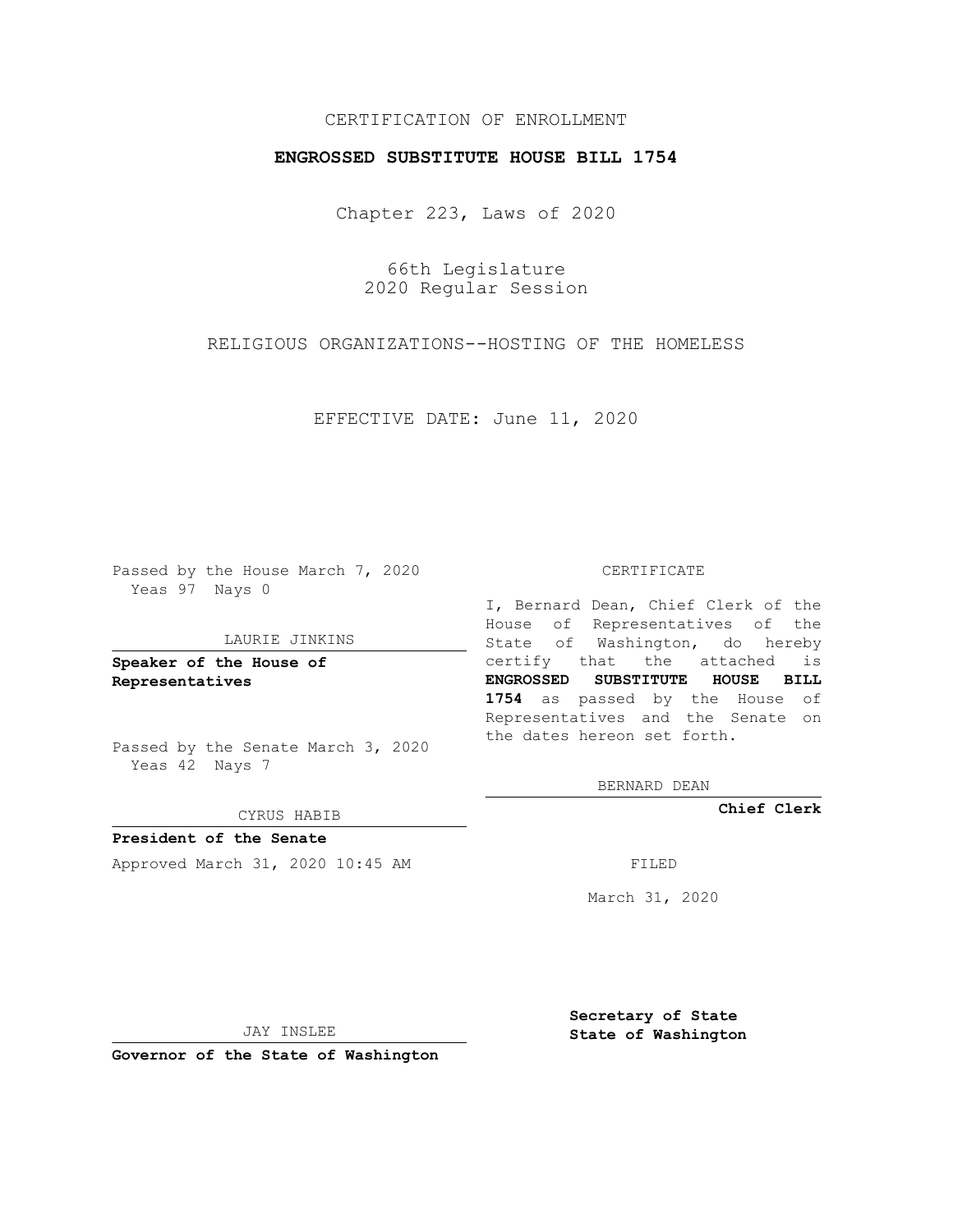CERTIFICATION OF ENROLLMENT

**ENGROSSED SUBSTITUTE HOUSE BILL 1754**

Chapter 223, Laws of 2020

66th Legislature
2020 Regular Session

RELIGIOUS ORGANIZATIONS--HOSTING OF THE HOMELESS

EFFECTIVE DATE: June 11, 2020

Passed by the House March 7, 2020
Yeas 97 Nays 0

LAURIE JINKINS

**Speaker of the House of Representatives**

Passed by the Senate March 3, 2020
Yeas 42 Nays 7

CYRUS HABIB

**President of the Senate**

Approved March 31, 2020 10:45 AM

JAY INSLEE

**Governor of the State of Washington**

CERTIFICATE

I, Bernard Dean, Chief Clerk of the House of Representatives of the State of Washington, do hereby certify that the attached is **ENGROSSED SUBSTITUTE HOUSE BILL 1754** as passed by the House of Representatives and the Senate on the dates hereon set forth.

BERNARD DEAN

**Chief Clerk**

FILED

March 31, 2020

**Secretary of State**
**State of Washington**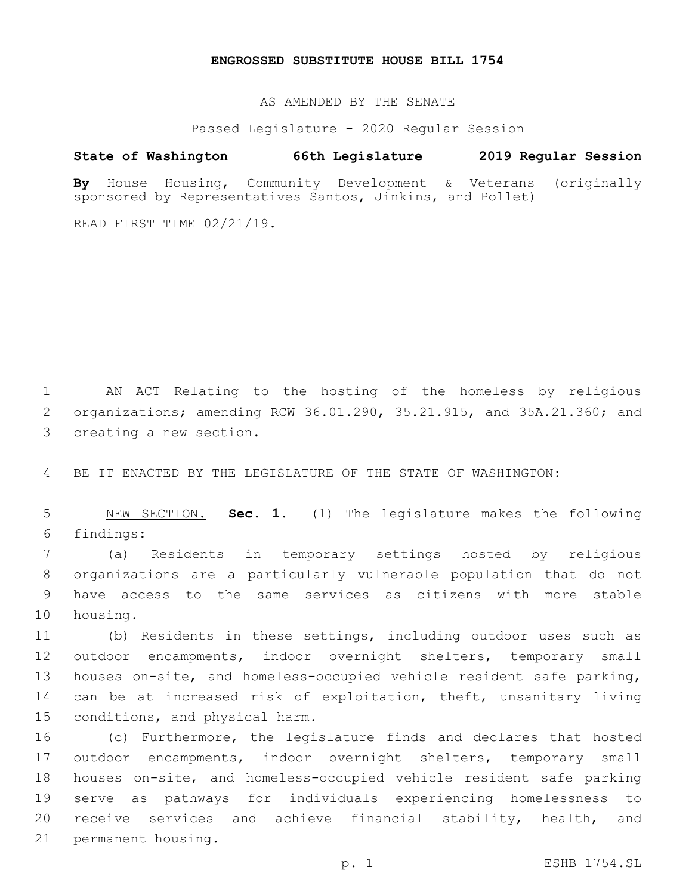**ENGROSSED SUBSTITUTE HOUSE BILL 1754**

AS AMENDED BY THE SENATE

Passed Legislature - 2020 Regular Session

**State of Washington 66th Legislature 2019 Regular Session**

**By** House Housing, Community Development & Veterans (originally sponsored by Representatives Santos, Jinkins, and Pollet)

READ FIRST TIME 02/21/19.

AN ACT Relating to the hosting of the homeless by religious organizations; amending RCW 36.01.290, 35.21.915, and 35A.21.360; and creating a new section.

BE IT ENACTED BY THE LEGISLATURE OF THE STATE OF WASHINGTON:

NEW SECTION. **Sec. 1.** (1) The legislature makes the following findings:

(a) Residents in temporary settings hosted by religious organizations are a particularly vulnerable population that do not have access to the same services as citizens with more stable housing.

(b) Residents in these settings, including outdoor uses such as outdoor encampments, indoor overnight shelters, temporary small houses on-site, and homeless-occupied vehicle resident safe parking, can be at increased risk of exploitation, theft, unsanitary living conditions, and physical harm.

(c) Furthermore, the legislature finds and declares that hosted outdoor encampments, indoor overnight shelters, temporary small houses on-site, and homeless-occupied vehicle resident safe parking serve as pathways for individuals experiencing homelessness to receive services and achieve financial stability, health, and permanent housing.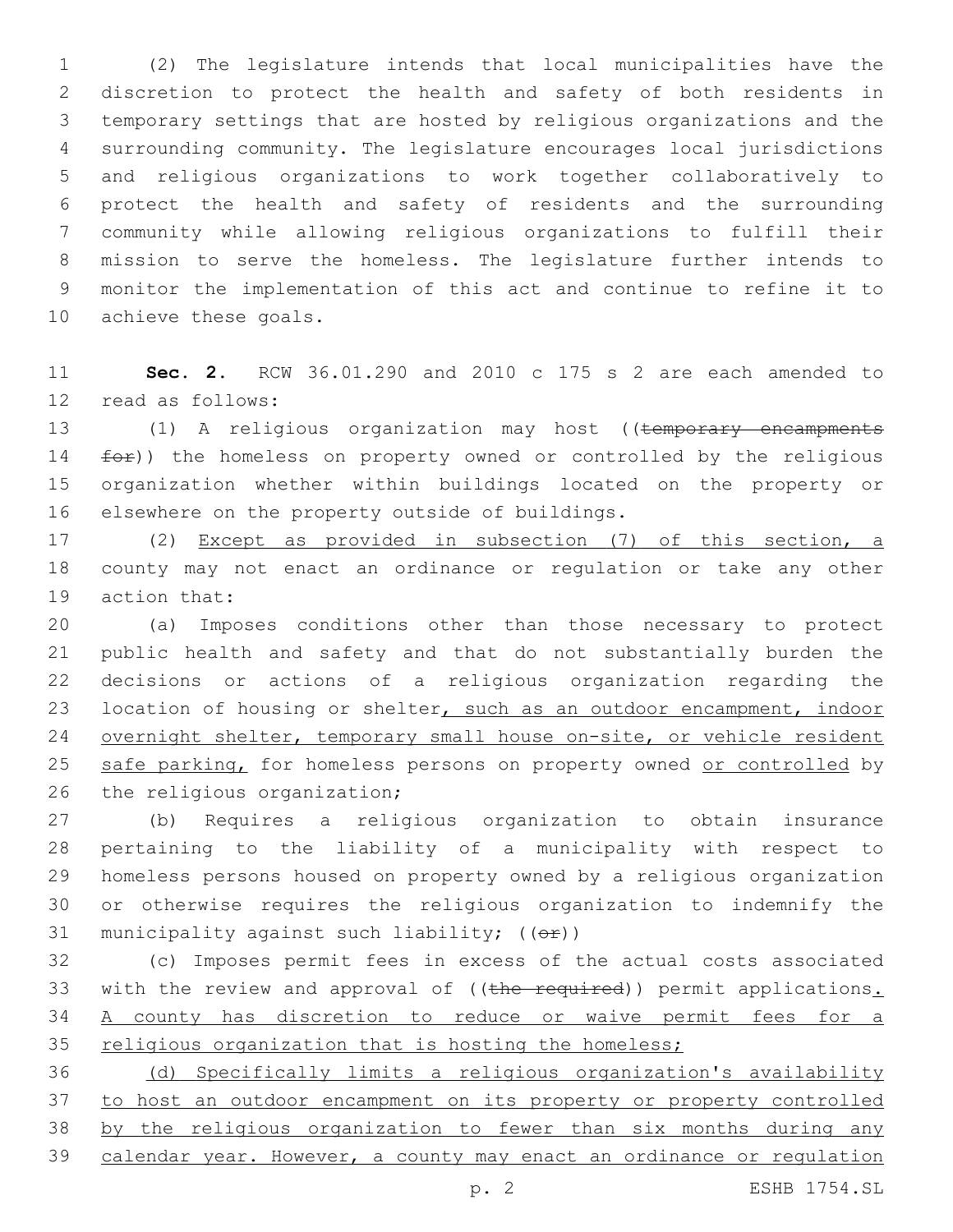(2) The legislature intends that local municipalities have the discretion to protect the health and safety of both residents in temporary settings that are hosted by religious organizations and the surrounding community. The legislature encourages local jurisdictions and religious organizations to work together collaboratively to protect the health and safety of residents and the surrounding community while allowing religious organizations to fulfill their mission to serve the homeless. The legislature further intends to monitor the implementation of this act and continue to refine it to achieve these goals.

**Sec. 2.** RCW 36.01.290 and 2010 c 175 s 2 are each amended to read as follows:

(1) A religious organization may host ((~~temporary encampments for~~)) the homeless on property owned or controlled by the religious organization whether within buildings located on the property or elsewhere on the property outside of buildings.

(2) Except as provided in subsection (7) of this section, a county may not enact an ordinance or regulation or take any other action that:

(a) Imposes conditions other than those necessary to protect public health and safety and that do not substantially burden the decisions or actions of a religious organization regarding the location of housing or shelter, such as an outdoor encampment, indoor overnight shelter, temporary small house on-site, or vehicle resident safe parking, for homeless persons on property owned or controlled by the religious organization;

(b) Requires a religious organization to obtain insurance pertaining to the liability of a municipality with respect to homeless persons housed on property owned by a religious organization or otherwise requires the religious organization to indemnify the municipality against such liability; ((~~or~~))

(c) Imposes permit fees in excess of the actual costs associated with the review and approval of ((~~the required~~)) permit applications. A county has discretion to reduce or waive permit fees for a religious organization that is hosting the homeless;

(d) Specifically limits a religious organization's availability to host an outdoor encampment on its property or property controlled by the religious organization to fewer than six months during any calendar year. However, a county may enact an ordinance or regulation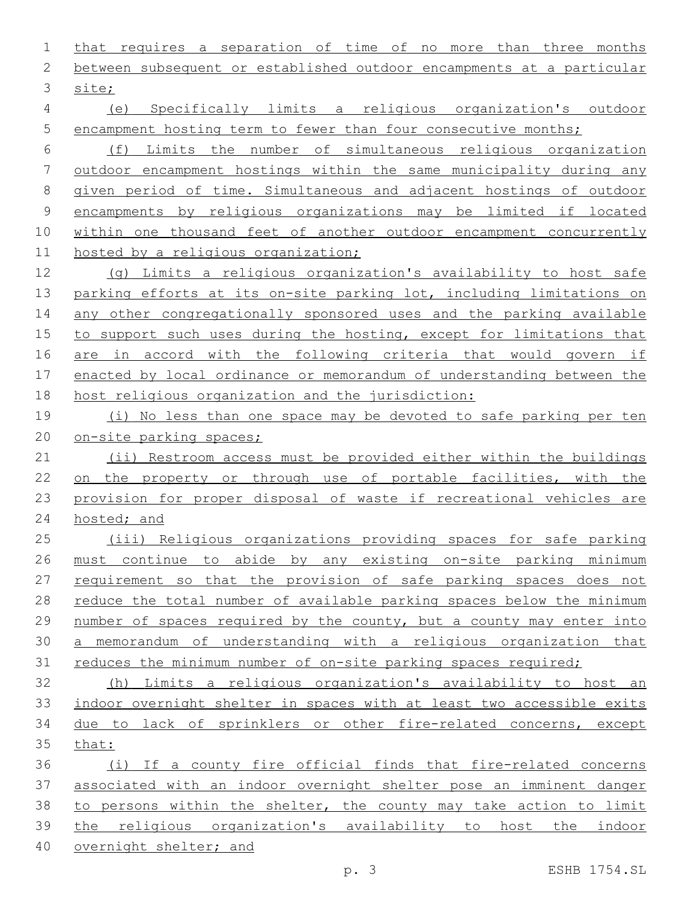that requires a separation of time of no more than three months between subsequent or established outdoor encampments at a particular site;

(e) Specifically limits a religious organization's outdoor encampment hosting term to fewer than four consecutive months;

(f) Limits the number of simultaneous religious organization outdoor encampment hostings within the same municipality during any given period of time. Simultaneous and adjacent hostings of outdoor encampments by religious organizations may be limited if located within one thousand feet of another outdoor encampment concurrently hosted by a religious organization;

(g) Limits a religious organization's availability to host safe parking efforts at its on-site parking lot, including limitations on any other congregationally sponsored uses and the parking available to support such uses during the hosting, except for limitations that are in accord with the following criteria that would govern if enacted by local ordinance or memorandum of understanding between the host religious organization and the jurisdiction:

(i) No less than one space may be devoted to safe parking per ten on-site parking spaces;

(ii) Restroom access must be provided either within the buildings on the property or through use of portable facilities, with the provision for proper disposal of waste if recreational vehicles are hosted; and

(iii) Religious organizations providing spaces for safe parking must continue to abide by any existing on-site parking minimum requirement so that the provision of safe parking spaces does not reduce the total number of available parking spaces below the minimum number of spaces required by the county, but a county may enter into a memorandum of understanding with a religious organization that reduces the minimum number of on-site parking spaces required;

(h) Limits a religious organization's availability to host an indoor overnight shelter in spaces with at least two accessible exits due to lack of sprinklers or other fire-related concerns, except that:

(i) If a county fire official finds that fire-related concerns associated with an indoor overnight shelter pose an imminent danger to persons within the shelter, the county may take action to limit the religious organization's availability to host the indoor overnight shelter; and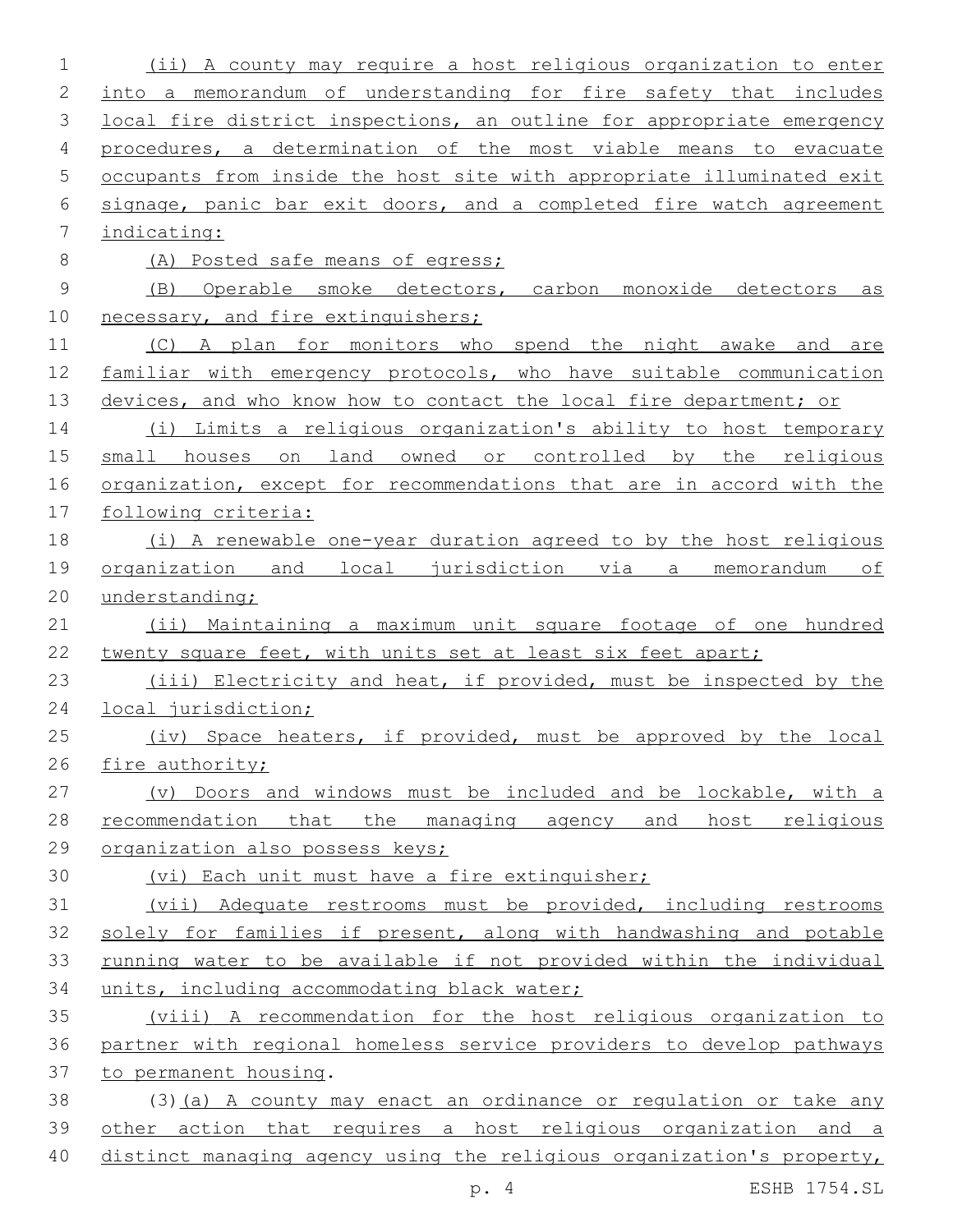(ii) A county may require a host religious organization to enter into a memorandum of understanding for fire safety that includes local fire district inspections, an outline for appropriate emergency procedures, a determination of the most viable means to evacuate occupants from inside the host site with appropriate illuminated exit signage, panic bar exit doors, and a completed fire watch agreement indicating:

(A) Posted safe means of egress;

(B) Operable smoke detectors, carbon monoxide detectors as necessary, and fire extinguishers;

(C) A plan for monitors who spend the night awake and are familiar with emergency protocols, who have suitable communication devices, and who know how to contact the local fire department; or

(i) Limits a religious organization's ability to host temporary small houses on land owned or controlled by the religious organization, except for recommendations that are in accord with the following criteria:

(i) A renewable one-year duration agreed to by the host religious organization and local jurisdiction via a memorandum of understanding;

(ii) Maintaining a maximum unit square footage of one hundred twenty square feet, with units set at least six feet apart;

(iii) Electricity and heat, if provided, must be inspected by the local jurisdiction;

(iv) Space heaters, if provided, must be approved by the local fire authority;

(v) Doors and windows must be included and be lockable, with a recommendation that the managing agency and host religious organization also possess keys;

(vi) Each unit must have a fire extinguisher;

(vii) Adequate restrooms must be provided, including restrooms solely for families if present, along with handwashing and potable running water to be available if not provided within the individual units, including accommodating black water;

(viii) A recommendation for the host religious organization to partner with regional homeless service providers to develop pathways to permanent housing.

(3)(a) A county may enact an ordinance or regulation or take any other action that requires a host religious organization and a distinct managing agency using the religious organization's property,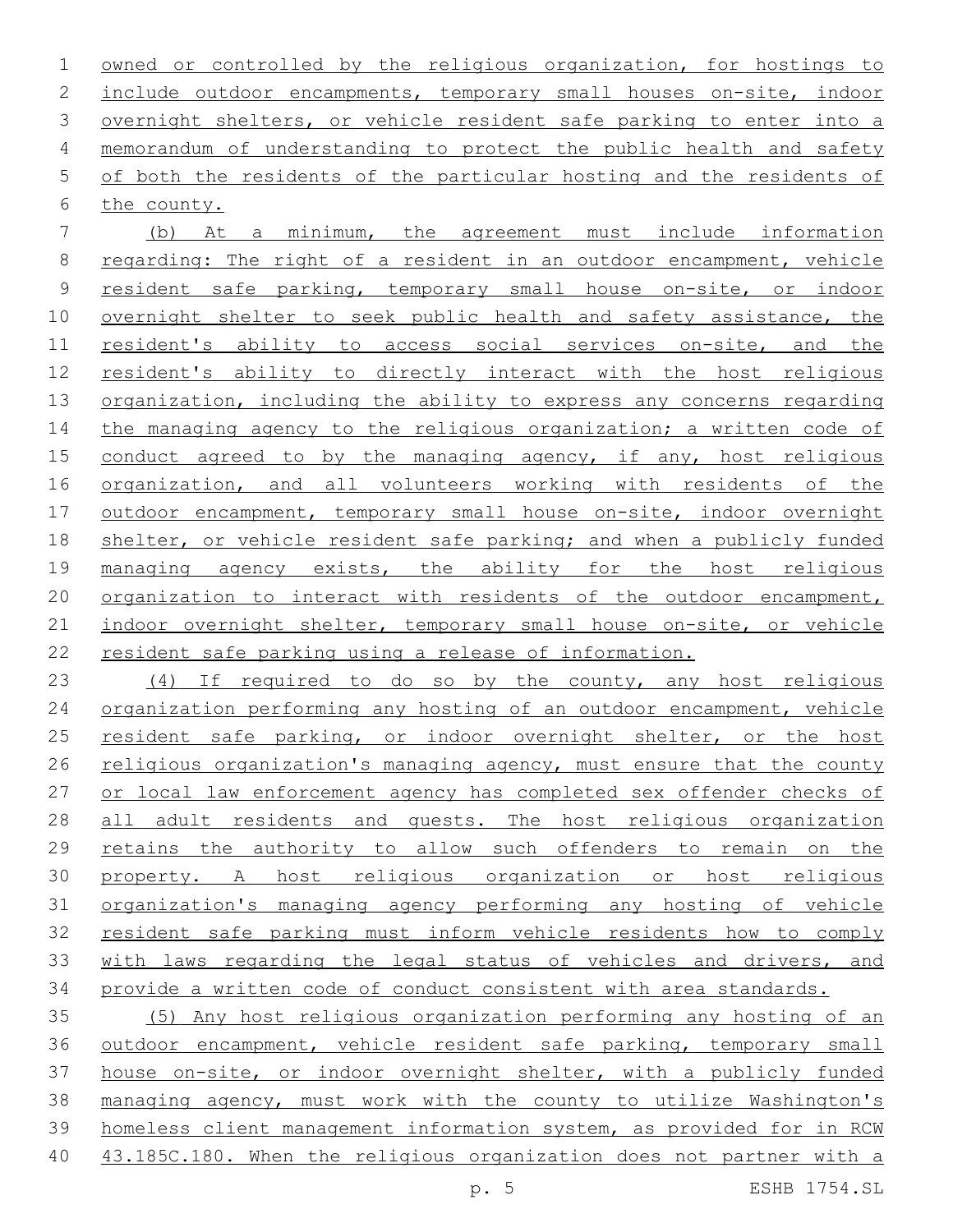owned or controlled by the religious organization, for hostings to include outdoor encampments, temporary small houses on-site, indoor overnight shelters, or vehicle resident safe parking to enter into a memorandum of understanding to protect the public health and safety of both the residents of the particular hosting and the residents of the county.

(b) At a minimum, the agreement must include information regarding: The right of a resident in an outdoor encampment, vehicle resident safe parking, temporary small house on-site, or indoor overnight shelter to seek public health and safety assistance, the resident's ability to access social services on-site, and the resident's ability to directly interact with the host religious organization, including the ability to express any concerns regarding the managing agency to the religious organization; a written code of conduct agreed to by the managing agency, if any, host religious organization, and all volunteers working with residents of the outdoor encampment, temporary small house on-site, indoor overnight shelter, or vehicle resident safe parking; and when a publicly funded managing agency exists, the ability for the host religious organization to interact with residents of the outdoor encampment, indoor overnight shelter, temporary small house on-site, or vehicle resident safe parking using a release of information.

(4) If required to do so by the county, any host religious organization performing any hosting of an outdoor encampment, vehicle resident safe parking, or indoor overnight shelter, or the host religious organization's managing agency, must ensure that the county or local law enforcement agency has completed sex offender checks of all adult residents and guests. The host religious organization retains the authority to allow such offenders to remain on the property. A host religious organization or host religious organization's managing agency performing any hosting of vehicle resident safe parking must inform vehicle residents how to comply with laws regarding the legal status of vehicles and drivers, and provide a written code of conduct consistent with area standards.

(5) Any host religious organization performing any hosting of an outdoor encampment, vehicle resident safe parking, temporary small house on-site, or indoor overnight shelter, with a publicly funded managing agency, must work with the county to utilize Washington's homeless client management information system, as provided for in RCW 43.185C.180. When the religious organization does not partner with a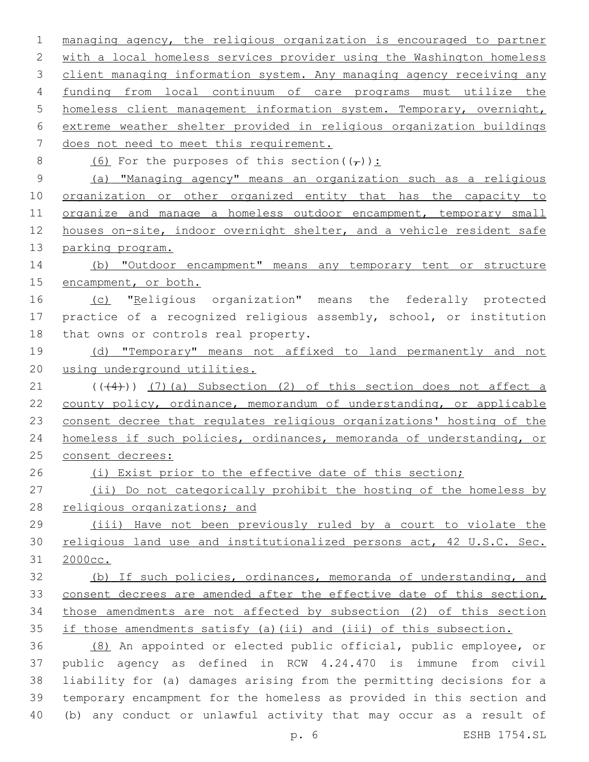managing agency, the religious organization is encouraged to partner with a local homeless services provider using the Washington homeless client managing information system. Any managing agency receiving any funding from local continuum of care programs must utilize the homeless client management information system. Temporary, overnight, extreme weather shelter provided in religious organization buildings does not need to meet this requirement.

(6) For the purposes of this section((,)):

(a) "Managing agency" means an organization such as a religious organization or other organized entity that has the capacity to organize and manage a homeless outdoor encampment, temporary small houses on-site, indoor overnight shelter, and a vehicle resident safe parking program.

(b) "Outdoor encampment" means any temporary tent or structure encampment, or both.

(c) "Religious organization" means the federally protected practice of a recognized religious assembly, school, or institution that owns or controls real property.

(d) "Temporary" means not affixed to land permanently and not using underground utilities.

(((4))) (7)(a) Subsection (2) of this section does not affect a county policy, ordinance, memorandum of understanding, or applicable consent decree that regulates religious organizations' hosting of the homeless if such policies, ordinances, memoranda of understanding, or consent decrees:

(i) Exist prior to the effective date of this section;

(ii) Do not categorically prohibit the hosting of the homeless by religious organizations; and

(iii) Have not been previously ruled by a court to violate the religious land use and institutionalized persons act, 42 U.S.C. Sec. 2000cc.

(b) If such policies, ordinances, memoranda of understanding, and consent decrees are amended after the effective date of this section, those amendments are not affected by subsection (2) of this section if those amendments satisfy (a)(ii) and (iii) of this subsection.

(8) An appointed or elected public official, public employee, or public agency as defined in RCW 4.24.470 is immune from civil liability for (a) damages arising from the permitting decisions for a temporary encampment for the homeless as provided in this section and (b) any conduct or unlawful activity that may occur as a result of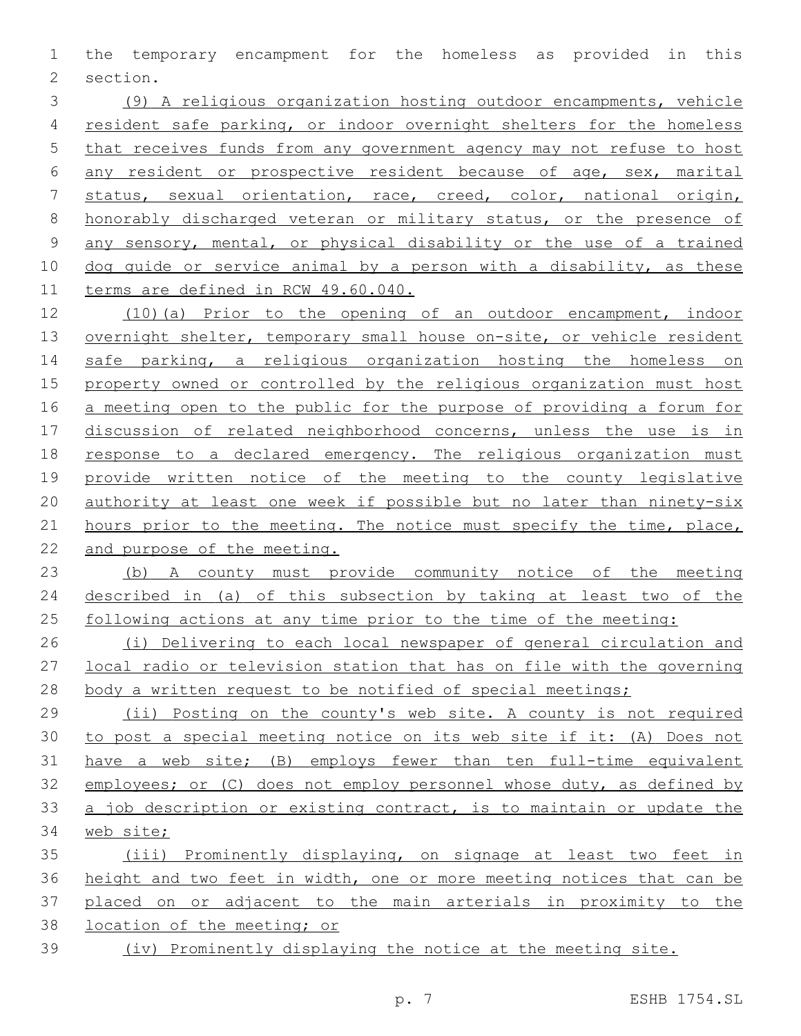the temporary encampment for the homeless as provided in this section.

(9) A religious organization hosting outdoor encampments, vehicle resident safe parking, or indoor overnight shelters for the homeless that receives funds from any government agency may not refuse to host any resident or prospective resident because of age, sex, marital status, sexual orientation, race, creed, color, national origin, honorably discharged veteran or military status, or the presence of any sensory, mental, or physical disability or the use of a trained dog guide or service animal by a person with a disability, as these terms are defined in RCW 49.60.040.

(10)(a) Prior to the opening of an outdoor encampment, indoor overnight shelter, temporary small house on-site, or vehicle resident safe parking, a religious organization hosting the homeless on property owned or controlled by the religious organization must host a meeting open to the public for the purpose of providing a forum for discussion of related neighborhood concerns, unless the use is in response to a declared emergency. The religious organization must provide written notice of the meeting to the county legislative authority at least one week if possible but no later than ninety-six hours prior to the meeting. The notice must specify the time, place, and purpose of the meeting.

(b) A county must provide community notice of the meeting described in (a) of this subsection by taking at least two of the following actions at any time prior to the time of the meeting:

(i) Delivering to each local newspaper of general circulation and local radio or television station that has on file with the governing body a written request to be notified of special meetings;

(ii) Posting on the county's web site. A county is not required to post a special meeting notice on its web site if it: (A) Does not have a web site; (B) employs fewer than ten full-time equivalent employees; or (C) does not employ personnel whose duty, as defined by a job description or existing contract, is to maintain or update the web site;

(iii) Prominently displaying, on signage at least two feet in height and two feet in width, one or more meeting notices that can be placed on or adjacent to the main arterials in proximity to the location of the meeting; or

(iv) Prominently displaying the notice at the meeting site.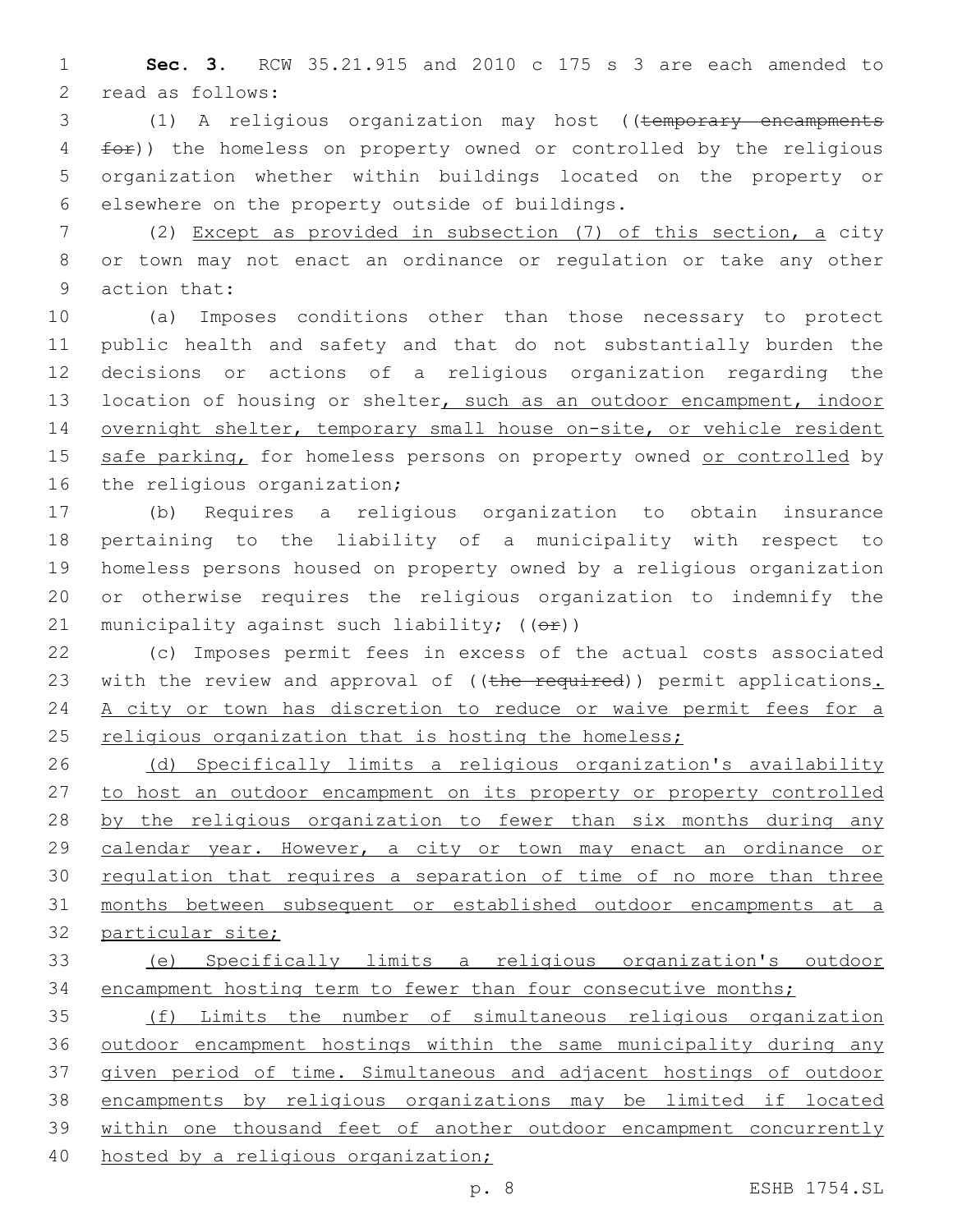**Sec. 3.** RCW 35.21.915 and 2010 c 175 s 3 are each amended to read as follows:

(1) A religious organization may host ((~~temporary encampments for~~)) the homeless on property owned or controlled by the religious organization whether within buildings located on the property or elsewhere on the property outside of buildings.

(2) Except as provided in subsection (7) of this section, a city or town may not enact an ordinance or regulation or take any other action that:

(a) Imposes conditions other than those necessary to protect public health and safety and that do not substantially burden the decisions or actions of a religious organization regarding the location of housing or shelter, such as an outdoor encampment, indoor overnight shelter, temporary small house on-site, or vehicle resident safe parking, for homeless persons on property owned or controlled by the religious organization;

(b) Requires a religious organization to obtain insurance pertaining to the liability of a municipality with respect to homeless persons housed on property owned by a religious organization or otherwise requires the religious organization to indemnify the municipality against such liability; ((~~or~~))

(c) Imposes permit fees in excess of the actual costs associated with the review and approval of ((~~the required~~)) permit applications. A city or town has discretion to reduce or waive permit fees for a religious organization that is hosting the homeless;

(d) Specifically limits a religious organization's availability to host an outdoor encampment on its property or property controlled by the religious organization to fewer than six months during any calendar year. However, a city or town may enact an ordinance or regulation that requires a separation of time of no more than three months between subsequent or established outdoor encampments at a particular site;

(e) Specifically limits a religious organization's outdoor encampment hosting term to fewer than four consecutive months;

(f) Limits the number of simultaneous religious organization outdoor encampment hostings within the same municipality during any given period of time. Simultaneous and adjacent hostings of outdoor encampments by religious organizations may be limited if located within one thousand feet of another outdoor encampment concurrently hosted by a religious organization;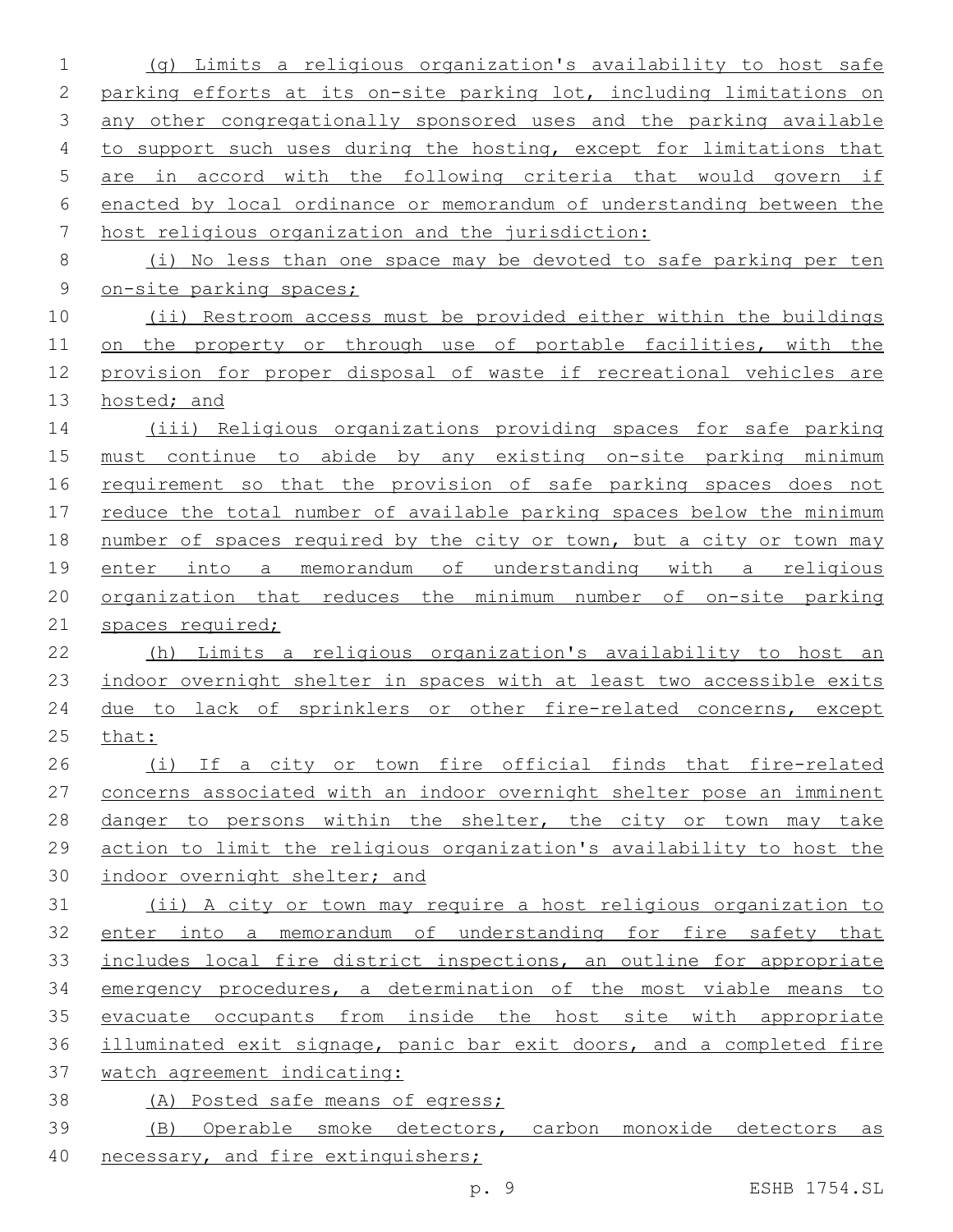(g) Limits a religious organization's availability to host safe parking efforts at its on-site parking lot, including limitations on any other congregationally sponsored uses and the parking available to support such uses during the hosting, except for limitations that are in accord with the following criteria that would govern if enacted by local ordinance or memorandum of understanding between the host religious organization and the jurisdiction:

(i) No less than one space may be devoted to safe parking per ten on-site parking spaces;

(ii) Restroom access must be provided either within the buildings on the property or through use of portable facilities, with the provision for proper disposal of waste if recreational vehicles are hosted; and

(iii) Religious organizations providing spaces for safe parking must continue to abide by any existing on-site parking minimum requirement so that the provision of safe parking spaces does not reduce the total number of available parking spaces below the minimum number of spaces required by the city or town, but a city or town may enter into a memorandum of understanding with a religious organization that reduces the minimum number of on-site parking spaces required;

(h) Limits a religious organization's availability to host an indoor overnight shelter in spaces with at least two accessible exits due to lack of sprinklers or other fire-related concerns, except that:

(i) If a city or town fire official finds that fire-related concerns associated with an indoor overnight shelter pose an imminent danger to persons within the shelter, the city or town may take action to limit the religious organization's availability to host the indoor overnight shelter; and

(ii) A city or town may require a host religious organization to enter into a memorandum of understanding for fire safety that includes local fire district inspections, an outline for appropriate emergency procedures, a determination of the most viable means to evacuate occupants from inside the host site with appropriate illuminated exit signage, panic bar exit doors, and a completed fire watch agreement indicating:

(A) Posted safe means of egress;

(B) Operable smoke detectors, carbon monoxide detectors as necessary, and fire extinguishers;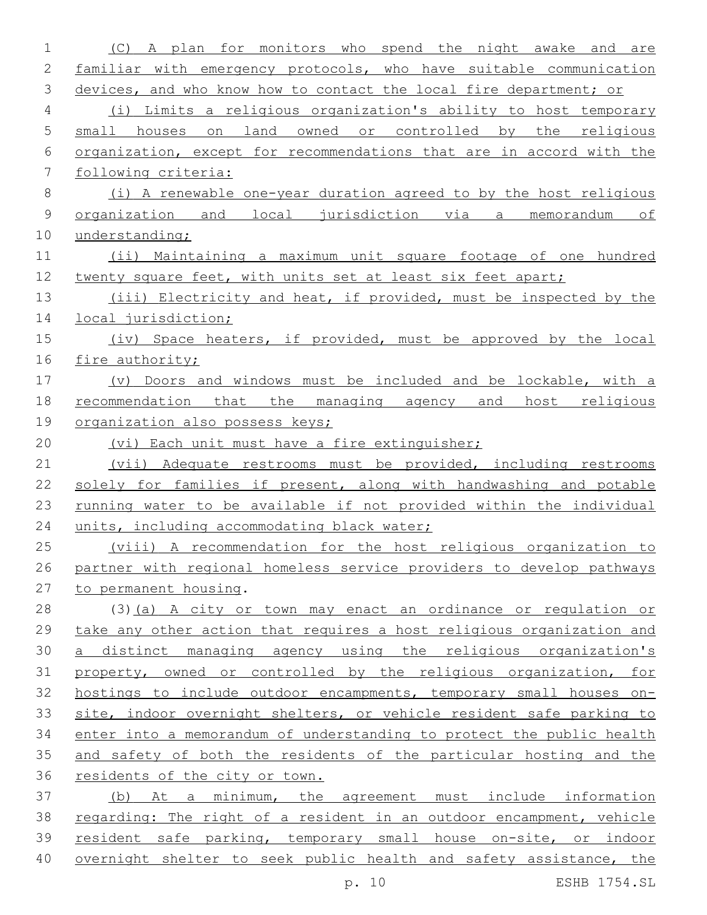(C) A plan for monitors who spend the night awake and are familiar with emergency protocols, who have suitable communication devices, and who know how to contact the local fire department; or

(i) Limits a religious organization's ability to host temporary small houses on land owned or controlled by the religious organization, except for recommendations that are in accord with the following criteria:

(i) A renewable one-year duration agreed to by the host religious organization and local jurisdiction via a memorandum of understanding;

(ii) Maintaining a maximum unit square footage of one hundred twenty square feet, with units set at least six feet apart;

(iii) Electricity and heat, if provided, must be inspected by the local jurisdiction;

(iv) Space heaters, if provided, must be approved by the local fire authority;

(v) Doors and windows must be included and be lockable, with a recommendation that the managing agency and host religious organization also possess keys;

(vi) Each unit must have a fire extinguisher;

(vii) Adequate restrooms must be provided, including restrooms solely for families if present, along with handwashing and potable running water to be available if not provided within the individual units, including accommodating black water;

(viii) A recommendation for the host religious organization to partner with regional homeless service providers to develop pathways to permanent housing.

(3)(a) A city or town may enact an ordinance or regulation or take any other action that requires a host religious organization and a distinct managing agency using the religious organization's property, owned or controlled by the religious organization, for hostings to include outdoor encampments, temporary small houses on-site, indoor overnight shelters, or vehicle resident safe parking to enter into a memorandum of understanding to protect the public health and safety of both the residents of the particular hosting and the residents of the city or town.

(b) At a minimum, the agreement must include information regarding: The right of a resident in an outdoor encampment, vehicle resident safe parking, temporary small house on-site, or indoor overnight shelter to seek public health and safety assistance, the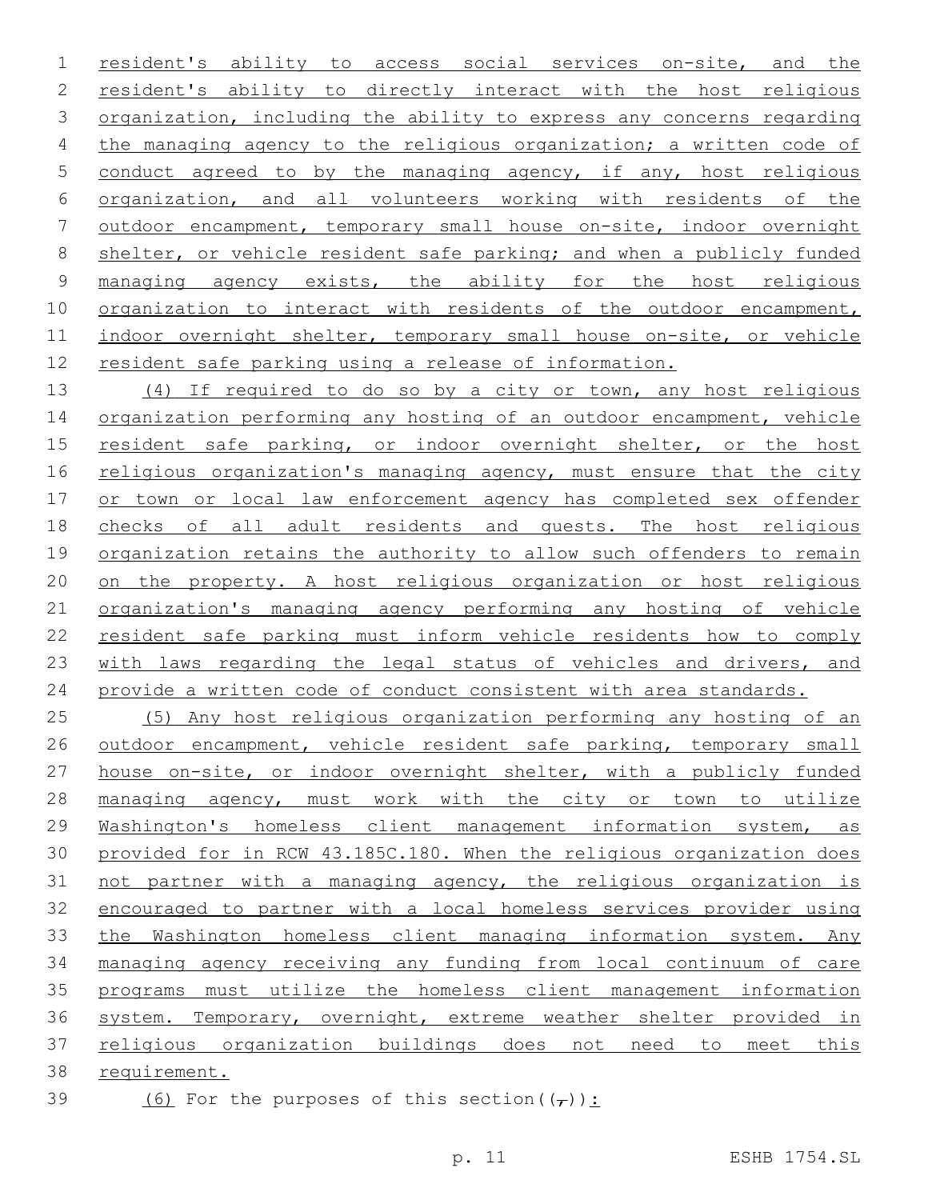resident's ability to access social services on-site, and the resident's ability to directly interact with the host religious organization, including the ability to express any concerns regarding the managing agency to the religious organization; a written code of conduct agreed to by the managing agency, if any, host religious organization, and all volunteers working with residents of the outdoor encampment, temporary small house on-site, indoor overnight shelter, or vehicle resident safe parking; and when a publicly funded managing agency exists, the ability for the host religious organization to interact with residents of the outdoor encampment, indoor overnight shelter, temporary small house on-site, or vehicle resident safe parking using a release of information.

(4) If required to do so by a city or town, any host religious organization performing any hosting of an outdoor encampment, vehicle resident safe parking, or indoor overnight shelter, or the host religious organization's managing agency, must ensure that the city or town or local law enforcement agency has completed sex offender checks of all adult residents and guests. The host religious organization retains the authority to allow such offenders to remain on the property. A host religious organization or host religious organization's managing agency performing any hosting of vehicle resident safe parking must inform vehicle residents how to comply with laws regarding the legal status of vehicles and drivers, and provide a written code of conduct consistent with area standards.

(5) Any host religious organization performing any hosting of an outdoor encampment, vehicle resident safe parking, temporary small house on-site, or indoor overnight shelter, with a publicly funded managing agency, must work with the city or town to utilize Washington's homeless client management information system, as provided for in RCW 43.185C.180. When the religious organization does not partner with a managing agency, the religious organization is encouraged to partner with a local homeless services provider using the Washington homeless client managing information system. Any managing agency receiving any funding from local continuum of care programs must utilize the homeless client management information system. Temporary, overnight, extreme weather shelter provided in religious organization buildings does not need to meet this requirement.

(6) For the purposes of this section((,)):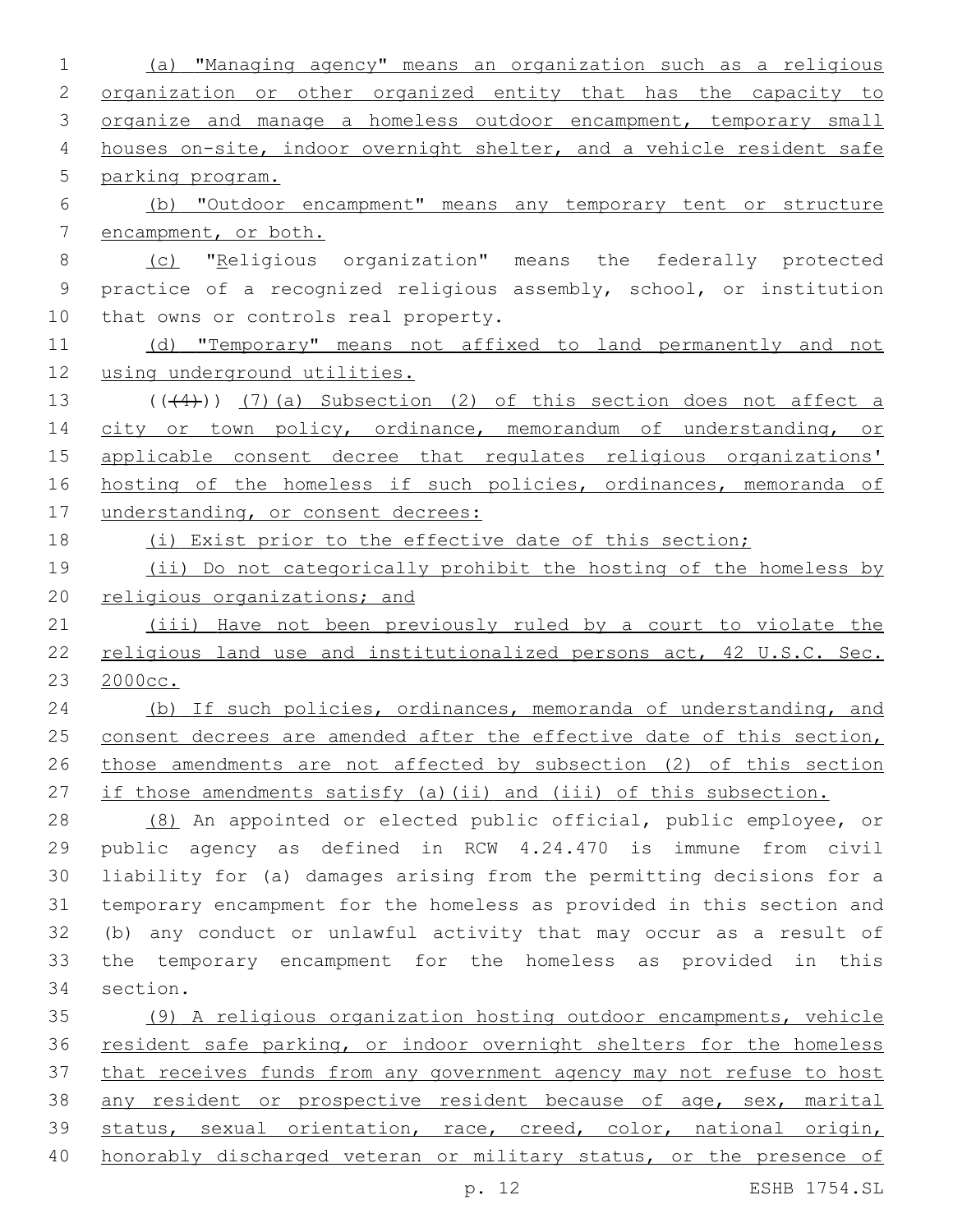(a) "Managing agency" means an organization such as a religious organization or other organized entity that has the capacity to organize and manage a homeless outdoor encampment, temporary small houses on-site, indoor overnight shelter, and a vehicle resident safe parking program.

(b) "Outdoor encampment" means any temporary tent or structure encampment, or both.

(c) "Religious organization" means the federally protected practice of a recognized religious assembly, school, or institution that owns or controls real property.

(d) "Temporary" means not affixed to land permanently and not using underground utilities.

((~~(4)~~)) (7)(a) Subsection (2) of this section does not affect a city or town policy, ordinance, memorandum of understanding, or applicable consent decree that regulates religious organizations' hosting of the homeless if such policies, ordinances, memoranda of understanding, or consent decrees:

(i) Exist prior to the effective date of this section;

(ii) Do not categorically prohibit the hosting of the homeless by religious organizations; and

(iii) Have not been previously ruled by a court to violate the religious land use and institutionalized persons act, 42 U.S.C. Sec. 2000cc.

(b) If such policies, ordinances, memoranda of understanding, and consent decrees are amended after the effective date of this section, those amendments are not affected by subsection (2) of this section if those amendments satisfy (a)(ii) and (iii) of this subsection.

(8) An appointed or elected public official, public employee, or public agency as defined in RCW 4.24.470 is immune from civil liability for (a) damages arising from the permitting decisions for a temporary encampment for the homeless as provided in this section and (b) any conduct or unlawful activity that may occur as a result of the temporary encampment for the homeless as provided in this section.

(9) A religious organization hosting outdoor encampments, vehicle resident safe parking, or indoor overnight shelters for the homeless that receives funds from any government agency may not refuse to host any resident or prospective resident because of age, sex, marital status, sexual orientation, race, creed, color, national origin, honorably discharged veteran or military status, or the presence of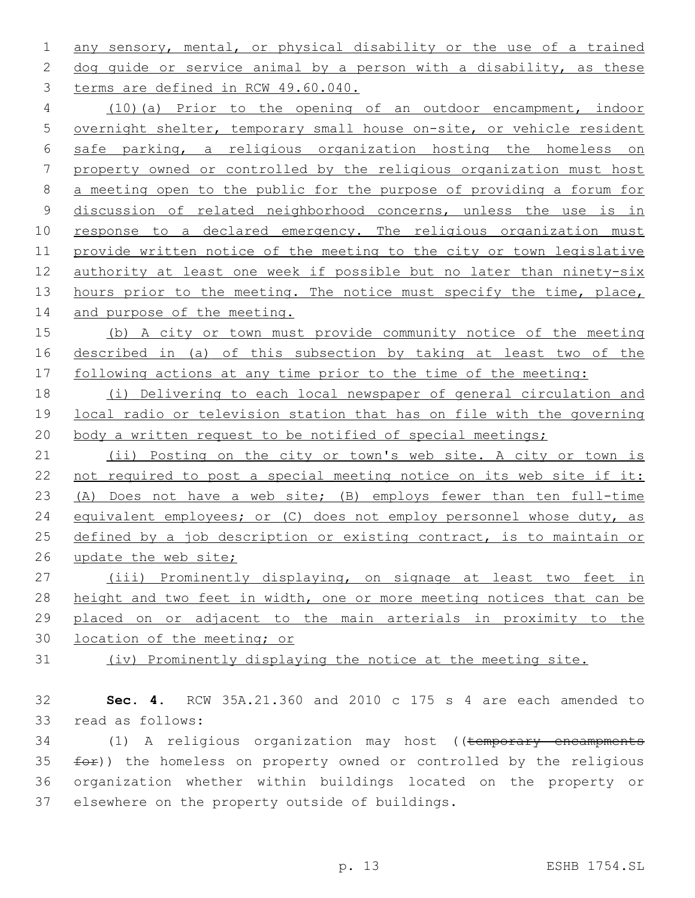any sensory, mental, or physical disability or the use of a trained dog guide or service animal by a person with a disability, as these terms are defined in RCW 49.60.040.

(10)(a) Prior to the opening of an outdoor encampment, indoor overnight shelter, temporary small house on-site, or vehicle resident safe parking, a religious organization hosting the homeless on property owned or controlled by the religious organization must host a meeting open to the public for the purpose of providing a forum for discussion of related neighborhood concerns, unless the use is in response to a declared emergency. The religious organization must provide written notice of the meeting to the city or town legislative authority at least one week if possible but no later than ninety-six hours prior to the meeting. The notice must specify the time, place, and purpose of the meeting.

(b) A city or town must provide community notice of the meeting described in (a) of this subsection by taking at least two of the following actions at any time prior to the time of the meeting:

(i) Delivering to each local newspaper of general circulation and local radio or television station that has on file with the governing body a written request to be notified of special meetings;

(ii) Posting on the city or town's web site. A city or town is not required to post a special meeting notice on its web site if it: (A) Does not have a web site; (B) employs fewer than ten full-time equivalent employees; or (C) does not employ personnel whose duty, as defined by a job description or existing contract, is to maintain or update the web site;

(iii) Prominently displaying, on signage at least two feet in height and two feet in width, one or more meeting notices that can be placed on or adjacent to the main arterials in proximity to the location of the meeting; or

(iv) Prominently displaying the notice at the meeting site.

**Sec. 4.** RCW 35A.21.360 and 2010 c 175 s 4 are each amended to read as follows:

(1) A religious organization may host ((~~temporary encampments for~~)) the homeless on property owned or controlled by the religious organization whether within buildings located on the property or elsewhere on the property outside of buildings.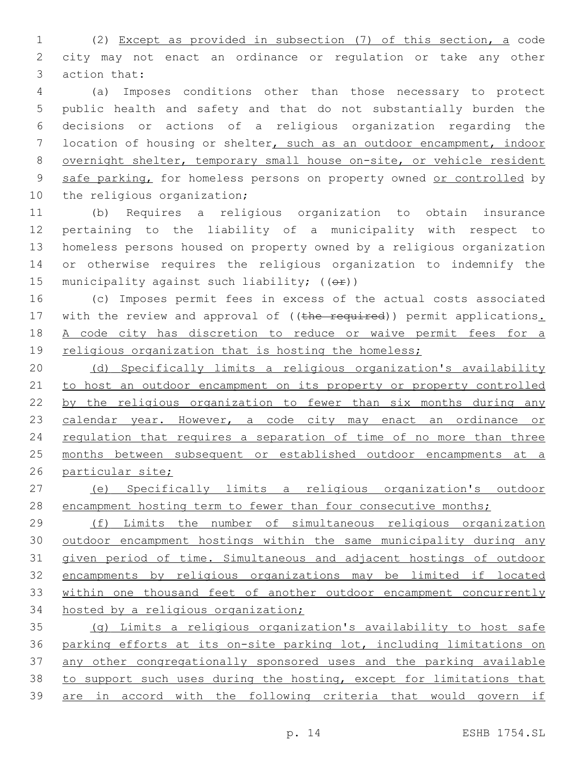(2) Except as provided in subsection (7) of this section, a code city may not enact an ordinance or regulation or take any other action that:

(a) Imposes conditions other than those necessary to protect public health and safety and that do not substantially burden the decisions or actions of a religious organization regarding the location of housing or shelter, such as an outdoor encampment, indoor overnight shelter, temporary small house on-site, or vehicle resident safe parking, for homeless persons on property owned or controlled by the religious organization;

(b) Requires a religious organization to obtain insurance pertaining to the liability of a municipality with respect to homeless persons housed on property owned by a religious organization or otherwise requires the religious organization to indemnify the municipality against such liability; ((or))

(c) Imposes permit fees in excess of the actual costs associated with the review and approval of ((the required)) permit applications. A code city has discretion to reduce or waive permit fees for a religious organization that is hosting the homeless;

(d) Specifically limits a religious organization's availability to host an outdoor encampment on its property or property controlled by the religious organization to fewer than six months during any calendar year. However, a code city may enact an ordinance or regulation that requires a separation of time of no more than three months between subsequent or established outdoor encampments at a particular site;

(e) Specifically limits a religious organization's outdoor encampment hosting term to fewer than four consecutive months;

(f) Limits the number of simultaneous religious organization outdoor encampment hostings within the same municipality during any given period of time. Simultaneous and adjacent hostings of outdoor encampments by religious organizations may be limited if located within one thousand feet of another outdoor encampment concurrently hosted by a religious organization;

(g) Limits a religious organization's availability to host safe parking efforts at its on-site parking lot, including limitations on any other congregationally sponsored uses and the parking available to support such uses during the hosting, except for limitations that are in accord with the following criteria that would govern if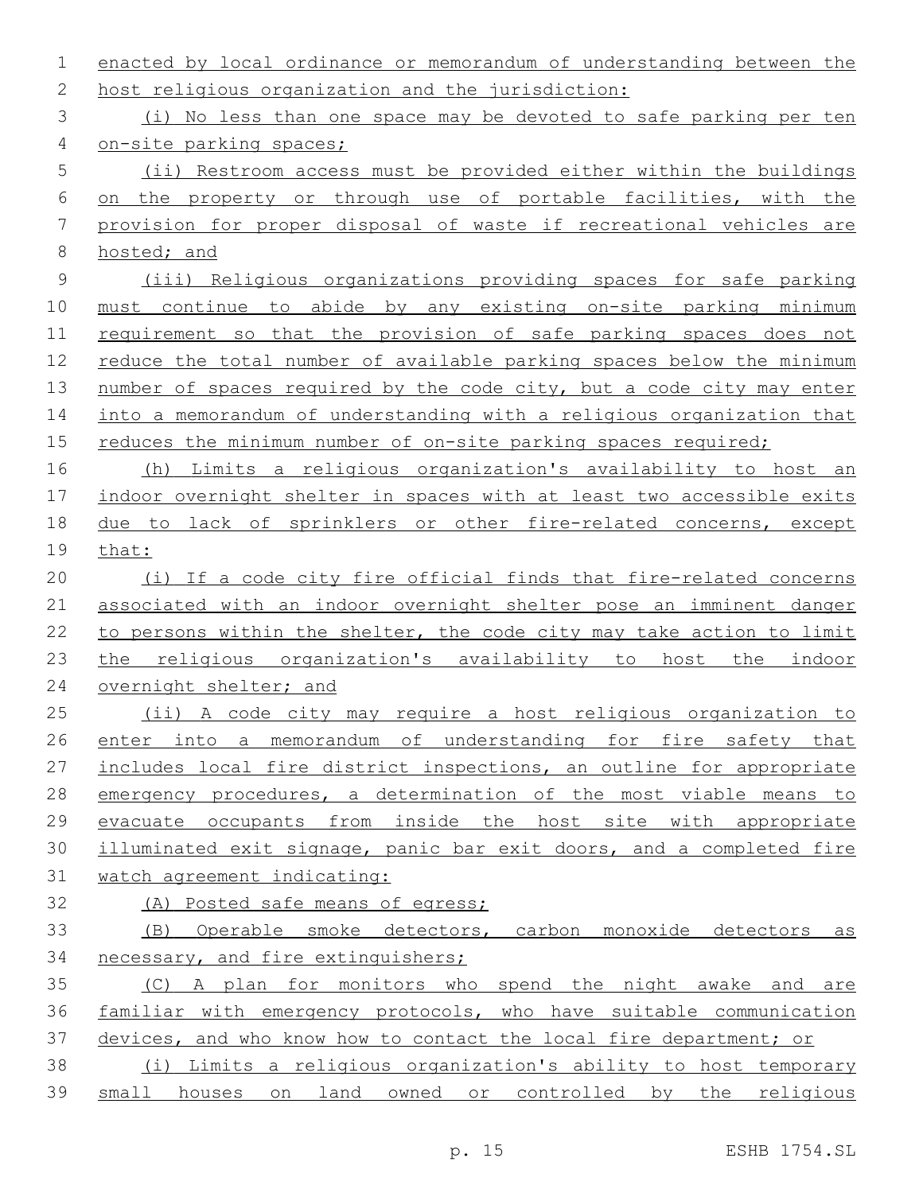enacted by local ordinance or memorandum of understanding between the host religious organization and the jurisdiction:

(i) No less than one space may be devoted to safe parking per ten on-site parking spaces;

(ii) Restroom access must be provided either within the buildings on the property or through use of portable facilities, with the provision for proper disposal of waste if recreational vehicles are hosted; and

(iii) Religious organizations providing spaces for safe parking must continue to abide by any existing on-site parking minimum requirement so that the provision of safe parking spaces does not reduce the total number of available parking spaces below the minimum number of spaces required by the code city, but a code city may enter into a memorandum of understanding with a religious organization that reduces the minimum number of on-site parking spaces required;

(h) Limits a religious organization's availability to host an indoor overnight shelter in spaces with at least two accessible exits due to lack of sprinklers or other fire-related concerns, except that:

(i) If a code city fire official finds that fire-related concerns associated with an indoor overnight shelter pose an imminent danger to persons within the shelter, the code city may take action to limit the religious organization's availability to host the indoor overnight shelter; and

(ii) A code city may require a host religious organization to enter into a memorandum of understanding for fire safety that includes local fire district inspections, an outline for appropriate emergency procedures, a determination of the most viable means to evacuate occupants from inside the host site with appropriate illuminated exit signage, panic bar exit doors, and a completed fire watch agreement indicating:

(A) Posted safe means of egress;

(B) Operable smoke detectors, carbon monoxide detectors as necessary, and fire extinguishers;

(C) A plan for monitors who spend the night awake and are familiar with emergency protocols, who have suitable communication devices, and who know how to contact the local fire department; or

(i) Limits a religious organization's ability to host temporary small houses on land owned or controlled by the religious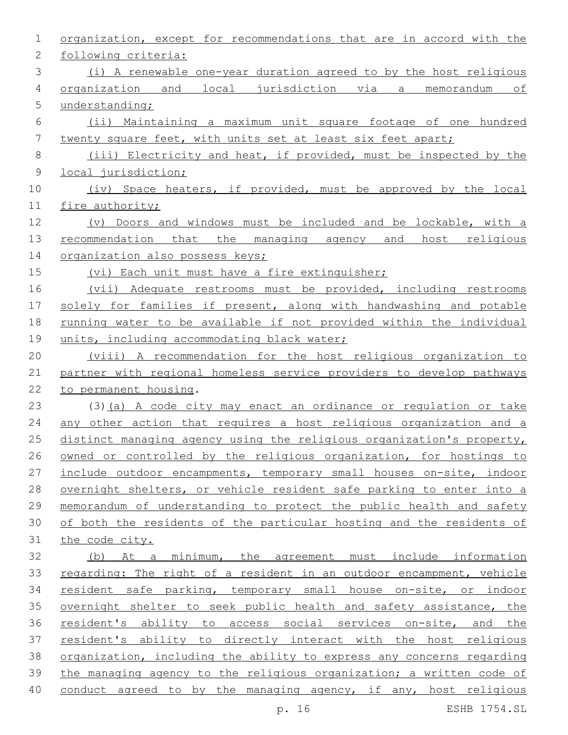organization, except for recommendations that are in accord with the following criteria:

(i) A renewable one-year duration agreed to by the host religious organization and local jurisdiction via a memorandum of understanding;

(ii) Maintaining a maximum unit square footage of one hundred twenty square feet, with units set at least six feet apart;

(iii) Electricity and heat, if provided, must be inspected by the local jurisdiction;

(iv) Space heaters, if provided, must be approved by the local fire authority;

(v) Doors and windows must be included and be lockable, with a recommendation that the managing agency and host religious organization also possess keys;

(vi) Each unit must have a fire extinguisher;

(vii) Adequate restrooms must be provided, including restrooms solely for families if present, along with handwashing and potable running water to be available if not provided within the individual units, including accommodating black water;

(viii) A recommendation for the host religious organization to partner with regional homeless service providers to develop pathways to permanent housing.

(3)(a) A code city may enact an ordinance or regulation or take any other action that requires a host religious organization and a distinct managing agency using the religious organization's property, owned or controlled by the religious organization, for hostings to include outdoor encampments, temporary small houses on-site, indoor overnight shelters, or vehicle resident safe parking to enter into a memorandum of understanding to protect the public health and safety of both the residents of the particular hosting and the residents of the code city.

(b) At a minimum, the agreement must include information regarding: The right of a resident in an outdoor encampment, vehicle resident safe parking, temporary small house on-site, or indoor overnight shelter to seek public health and safety assistance, the resident's ability to access social services on-site, and the resident's ability to directly interact with the host religious organization, including the ability to express any concerns regarding the managing agency to the religious organization; a written code of conduct agreed to by the managing agency, if any, host religious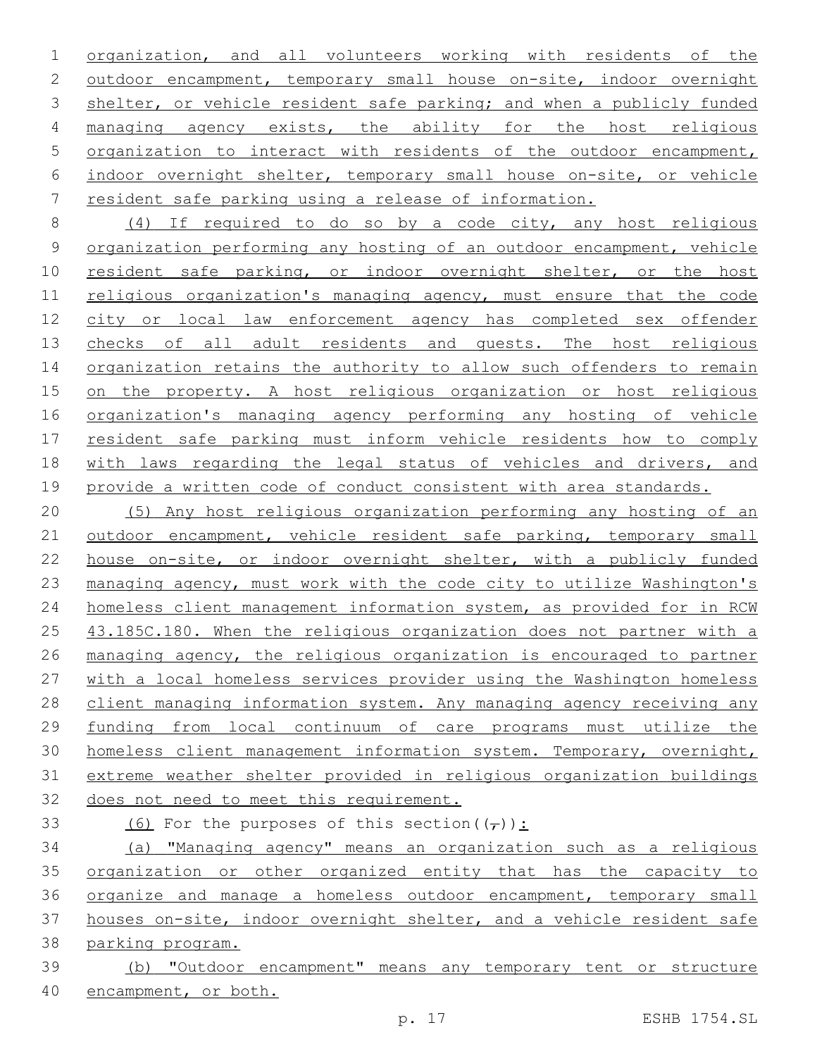organization, and all volunteers working with residents of the outdoor encampment, temporary small house on-site, indoor overnight shelter, or vehicle resident safe parking; and when a publicly funded managing agency exists, the ability for the host religious organization to interact with residents of the outdoor encampment, indoor overnight shelter, temporary small house on-site, or vehicle resident safe parking using a release of information.

(4) If required to do so by a code city, any host religious organization performing any hosting of an outdoor encampment, vehicle resident safe parking, or indoor overnight shelter, or the host religious organization's managing agency, must ensure that the code city or local law enforcement agency has completed sex offender checks of all adult residents and guests. The host religious organization retains the authority to allow such offenders to remain on the property. A host religious organization or host religious organization's managing agency performing any hosting of vehicle resident safe parking must inform vehicle residents how to comply with laws regarding the legal status of vehicles and drivers, and provide a written code of conduct consistent with area standards.

(5) Any host religious organization performing any hosting of an outdoor encampment, vehicle resident safe parking, temporary small house on-site, or indoor overnight shelter, with a publicly funded managing agency, must work with the code city to utilize Washington's homeless client management information system, as provided for in RCW 43.185C.180. When the religious organization does not partner with a managing agency, the religious organization is encouraged to partner with a local homeless services provider using the Washington homeless client managing information system. Any managing agency receiving any funding from local continuum of care programs must utilize the homeless client management information system. Temporary, overnight, extreme weather shelter provided in religious organization buildings does not need to meet this requirement.

(6) For the purposes of this section((,)):

(a) "Managing agency" means an organization such as a religious organization or other organized entity that has the capacity to organize and manage a homeless outdoor encampment, temporary small houses on-site, indoor overnight shelter, and a vehicle resident safe parking program.

(b) "Outdoor encampment" means any temporary tent or structure encampment, or both.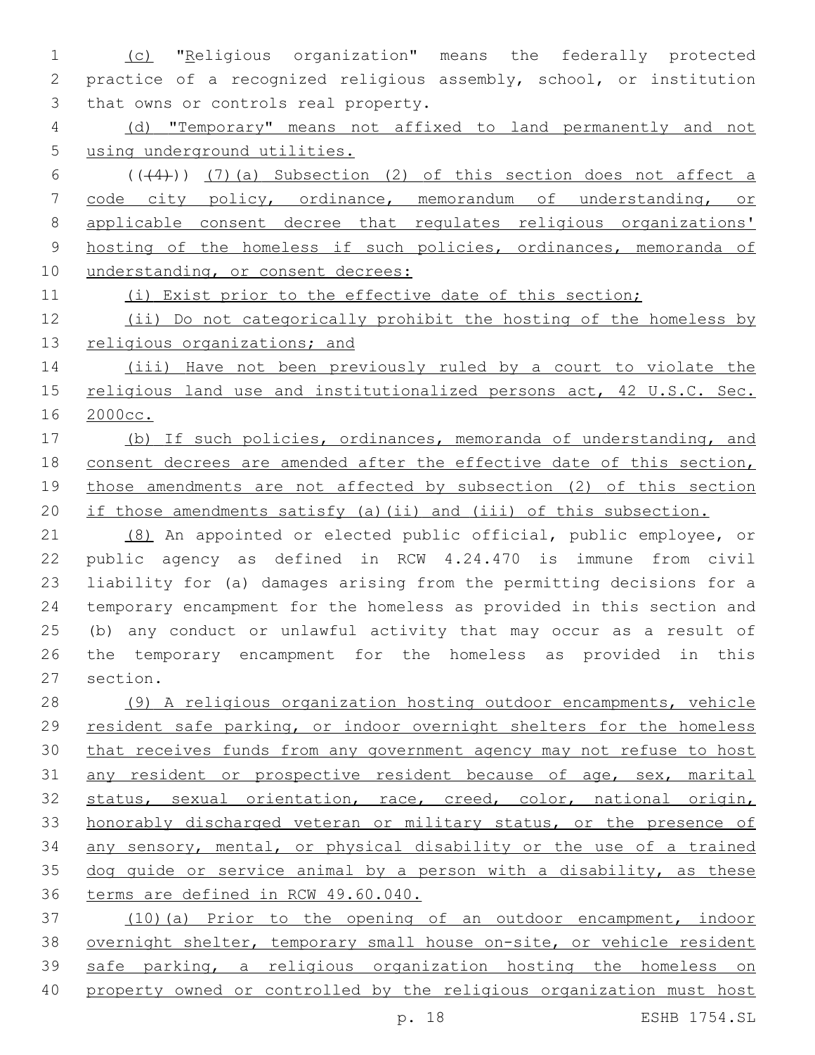(c) "Religious organization" means the federally protected practice of a recognized religious assembly, school, or institution that owns or controls real property.

(d) "Temporary" means not affixed to land permanently and not using underground utilities.

(((4))) (7)(a) Subsection (2) of this section does not affect a code city policy, ordinance, memorandum of understanding, or applicable consent decree that regulates religious organizations' hosting of the homeless if such policies, ordinances, memoranda of understanding, or consent decrees:

(i) Exist prior to the effective date of this section;

(ii) Do not categorically prohibit the hosting of the homeless by religious organizations; and

(iii) Have not been previously ruled by a court to violate the religious land use and institutionalized persons act, 42 U.S.C. Sec. 2000cc.

(b) If such policies, ordinances, memoranda of understanding, and consent decrees are amended after the effective date of this section, those amendments are not affected by subsection (2) of this section if those amendments satisfy (a)(ii) and (iii) of this subsection.

(8) An appointed or elected public official, public employee, or public agency as defined in RCW 4.24.470 is immune from civil liability for (a) damages arising from the permitting decisions for a temporary encampment for the homeless as provided in this section and (b) any conduct or unlawful activity that may occur as a result of the temporary encampment for the homeless as provided in this section.

(9) A religious organization hosting outdoor encampments, vehicle resident safe parking, or indoor overnight shelters for the homeless that receives funds from any government agency may not refuse to host any resident or prospective resident because of age, sex, marital status, sexual orientation, race, creed, color, national origin, honorably discharged veteran or military status, or the presence of any sensory, mental, or physical disability or the use of a trained dog guide or service animal by a person with a disability, as these terms are defined in RCW 49.60.040.

(10)(a) Prior to the opening of an outdoor encampment, indoor overnight shelter, temporary small house on-site, or vehicle resident safe parking, a religious organization hosting the homeless on property owned or controlled by the religious organization must host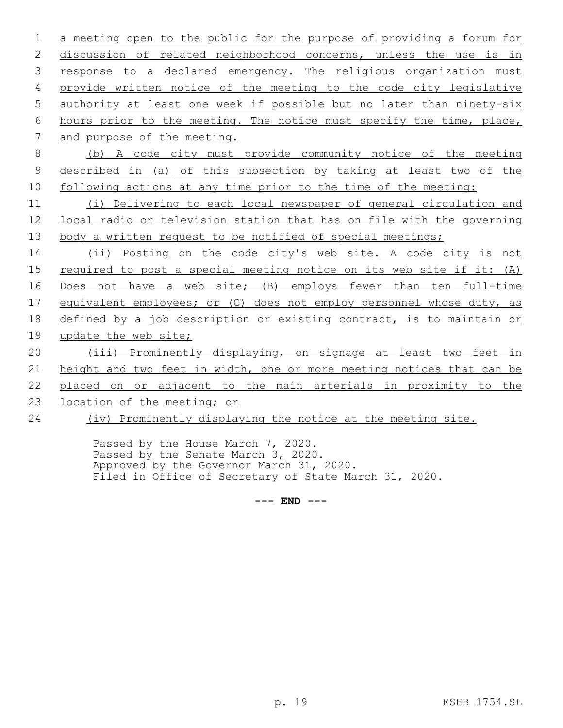a meeting open to the public for the purpose of providing a forum for discussion of related neighborhood concerns, unless the use is in response to a declared emergency. The religious organization must provide written notice of the meeting to the code city legislative authority at least one week if possible but no later than ninety-six hours prior to the meeting. The notice must specify the time, place, and purpose of the meeting.

(b) A code city must provide community notice of the meeting described in (a) of this subsection by taking at least two of the following actions at any time prior to the time of the meeting:

(i) Delivering to each local newspaper of general circulation and local radio or television station that has on file with the governing body a written request to be notified of special meetings;

(ii) Posting on the code city's web site. A code city is not required to post a special meeting notice on its web site if it: (A) Does not have a web site; (B) employs fewer than ten full-time equivalent employees; or (C) does not employ personnel whose duty, as defined by a job description or existing contract, is to maintain or update the web site;

(iii) Prominently displaying, on signage at least two feet in height and two feet in width, one or more meeting notices that can be placed on or adjacent to the main arterials in proximity to the location of the meeting; or

(iv) Prominently displaying the notice at the meeting site.

Passed by the House March 7, 2020.
Passed by the Senate March 3, 2020.
Approved by the Governor March 31, 2020.
Filed in Office of Secretary of State March 31, 2020.

**--- END ---**